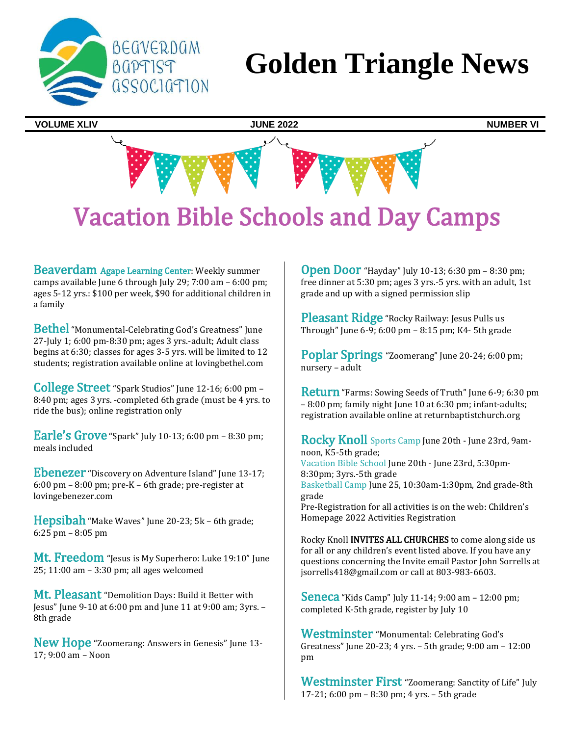BEAVERDAM BAPTIST ASSOCIATION

# Golden Triangle News

**VOLUME XLIV** **JUNE 2022** **NUMBER VI**

## Vacation Bible Schools and Day Camps

**Beaverdam** Agape Learning Center: Weekly summer camps available June 6 through July 29; 7:00 am – 6:00 pm; ages 5-12 yrs.: $100 per week, $90 for additional children in a family

**Bethel** "Monumental-Celebrating God's Greatness" June 27-July 1; 6:00 pm-8:30 pm; ages 3 yrs.-adult; Adult class begins at 6:30; classes for ages 3-5 yrs. will be limited to 12 students; registration available online at lovingbethel.com

**College Street** "Spark Studios" June 12-16; 6:00 pm – 8:40 pm; ages 3 yrs. -completed 6th grade (must be 4 yrs. to ride the bus); online registration only

**Earle's Grove** "Spark" July 10-13; 6:00 pm – 8:30 pm; meals included

**Ebenezer** "Discovery on Adventure Island" June 13-17; 6:00 pm – 8:00 pm; pre-K – 6th grade; pre-register at lovingebenezer.com

**Hepsibah** "Make Waves" June 20-23; 5k – 6th grade; 6:25 pm – 8:05 pm

**Mt. Freedom** "Jesus is My Superhero: Luke 19:10" June 25; 11:00 am – 3:30 pm; all ages welcomed

**Mt. Pleasant** "Demolition Days: Build it Better with Jesus" June 9-10 at 6:00 pm and June 11 at 9:00 am; 3yrs. – 8th grade

**New Hope** "Zoomerang: Answers in Genesis" June 13-17; 9:00 am – Noon

**Open Door** "Hayday" July 10-13; 6:30 pm – 8:30 pm; free dinner at 5:30 pm; ages 3 yrs.-5 yrs. with an adult, 1st grade and up with a signed permission slip

**Pleasant Ridge** "Rocky Railway: Jesus Pulls us Through" June 6-9; 6:00 pm – 8:15 pm; K4- 5th grade

**Poplar Springs** "Zoomerang" June 20-24; 6:00 pm; nursery – adult

**Return** "Farms: Sowing Seeds of Truth" June 6-9; 6:30 pm – 8:00 pm; family night June 10 at 6:30 pm; infant-adults; registration available online at returnbaptistchurch.org

**Rocky Knoll** Sports Camp June 20th - June 23rd, 9am-noon, K5-5th grade;
Vacation Bible School June 20th - June 23rd, 5:30pm-8:30pm; 3yrs.-5th grade
Basketball Camp June 25, 10:30am-1:30pm, 2nd grade-8th grade
Pre-Registration for all activities is on the web: Children's Homepage 2022 Activities Registration

Rocky Knoll **INVITES ALL CHURCHES** to come along side us for all or any children's event listed above. If you have any questions concerning the Invite email Pastor John Sorrells at jsorrells418@gmail.com or call at 803-983-6603.

**Seneca** "Kids Camp" July 11-14; 9:00 am – 12:00 pm; completed K-5th grade, register by July 10

**Westminster** "Monumental: Celebrating God's Greatness" June 20-23; 4 yrs. – 5th grade; 9:00 am – 12:00 pm

**Westminster First** "Zoomerang: Sanctity of Life" July 17-21; 6:00 pm – 8:30 pm; 4 yrs. – 5th grade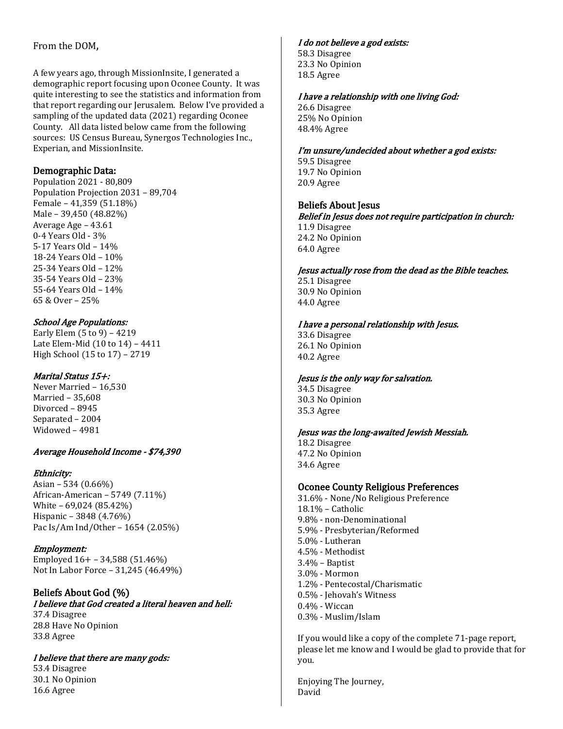From the DOM,

A few years ago, through MissionInsite, I generated a demographic report focusing upon Oconee County. It was quite interesting to see the statistics and information from that report regarding our Jerusalem. Below I've provided a sampling of the updated data (2021) regarding Oconee County. All data listed below came from the following sources: US Census Bureau, Synergos Technologies Inc., Experian, and MissionInsite.

## Demographic Data:

Population 2021 - 80,809
Population Projection 2031 – 89,704
Female – 41,359 (51.18%)
Male – 39,450 (48.82%)
Average Age – 43.61
0-4 Years Old - 3%
5-17 Years Old – 14%
18-24 Years Old – 10%
25-34 Years Old – 12%
35-54 Years Old – 23%
55-64 Years Old – 14%
65 & Over – 25%

***School Age Populations:***
Early Elem (5 to 9) – 4219
Late Elem-Mid (10 to 14) – 4411
High School (15 to 17) – 2719

***Marital Status 15+:***
Never Married – 16,530
Married – 35,608
Divorced – 8945
Separated – 2004
Widowed – 4981

***Average Household Income - $74,390***

***Ethnicity:***
Asian – 534 (0.66%)
African-American – 5749 (7.11%)
White – 69,024 (85.42%)
Hispanic – 3848 (4.76%)
Pac Is/Am Ind/Other – 1654 (2.05%)

***Employment:***
Employed 16+ – 34,588 (51.46%)
Not In Labor Force – 31,245 (46.49%)

## Beliefs About God (%)

***I believe that God created a literal heaven and hell:***
37.4 Disagree
28.8 Have No Opinion
33.8 Agree

***I believe that there are many gods:***
53.4 Disagree
30.1 No Opinion
16.6 Agree

***I do not believe a god exists:***
58.3 Disagree
23.3 No Opinion
18.5 Agree

***I have a relationship with one living God:***
26.6 Disagree
25% No Opinion
48.4% Agree

***I'm unsure/undecided about whether a god exists:***
59.5 Disagree
19.7 No Opinion
20.9 Agree

## Beliefs About Jesus

***Belief in Jesus does not require participation in church:***
11.9 Disagree
24.2 No Opinion
64.0 Agree

***Jesus actually rose from the dead as the Bible teaches.***
25.1 Disagree
30.9 No Opinion
44.0 Agree

***I have a personal relationship with Jesus.***
33.6 Disagree
26.1 No Opinion
40.2 Agree

***Jesus is the only way for salvation.***
34.5 Disagree
30.3 No Opinion
35.3 Agree

***Jesus was the long-awaited Jewish Messiah.***
18.2 Disagree
47.2 No Opinion
34.6 Agree

## Oconee County Religious Preferences

31.6% - None/No Religious Preference
18.1% – Catholic
9.8% - non-Denominational
5.9% - Presbyterian/Reformed
5.0% - Lutheran
4.5% - Methodist
3.4% – Baptist
3.0% - Mormon
1.2% - Pentecostal/Charismatic
0.5% - Jehovah's Witness
0.4% - Wiccan
0.3% - Muslim/Islam

If you would like a copy of the complete 71-page report, please let me know and I would be glad to provide that for you.

Enjoying The Journey,
David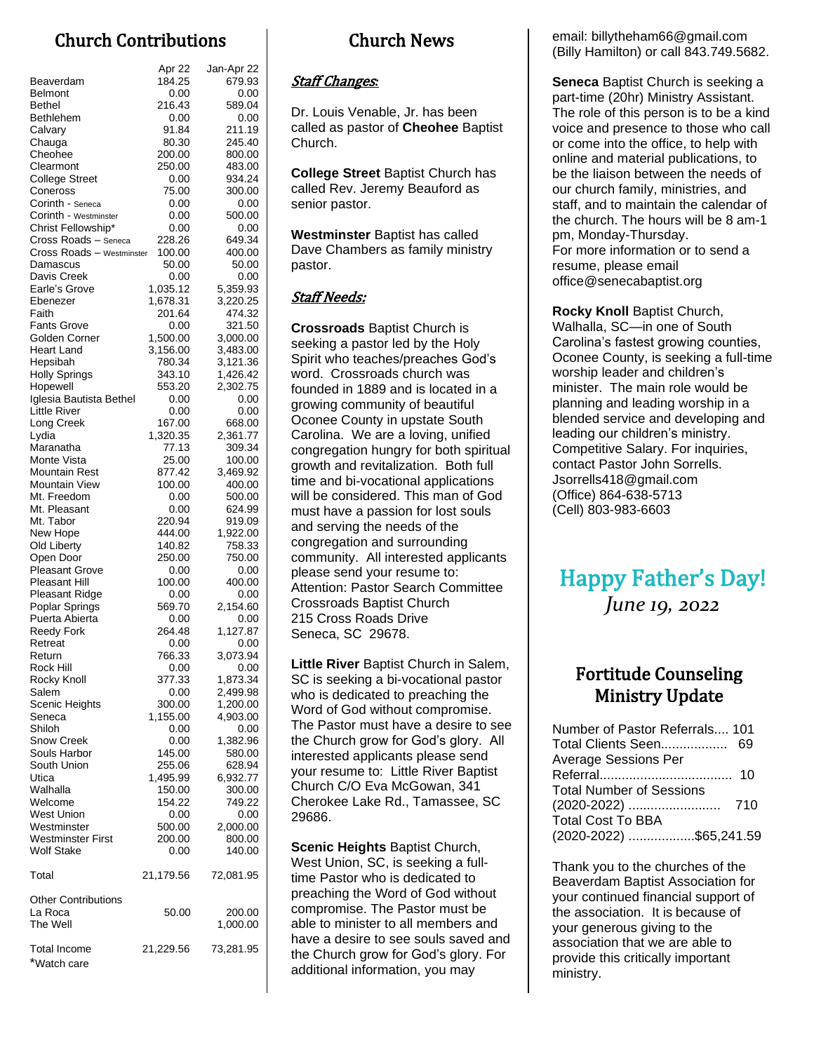## Church Contributions

| | Apr 22 | Jan-Apr 22 |
|---|---|---|
| Beaverdam | 184.25 | 679.93 |
| Belmont | 0.00 | 0.00 |
| Bethel | 216.43 | 589.04 |
| Bethlehem | 0.00 | 0.00 |
| Calvary | 91.84 | 211.19 |
| Chauga | 80.30 | 245.40 |
| Cheohee | 200.00 | 800.00 |
| Clearmont | 250.00 | 483.00 |
| College Street | 0.00 | 934.24 |
| Coneross | 75.00 | 300.00 |
| Corinth - Seneca | 0.00 | 0.00 |
| Corinth - Westminster | 0.00 | 500.00 |
| Christ Fellowship* | 0.00 | 0.00 |
| Cross Roads – Seneca | 228.26 | 649.34 |
| Cross Roads – Westminster | 100.00 | 400.00 |
| Damascus | 50.00 | 50.00 |
| Davis Creek | 0.00 | 0.00 |
| Earle's Grove | 1,035.12 | 5,359.93 |
| Ebenezer | 1,678.31 | 3,220.25 |
| Faith | 201.64 | 474.32 |
| Fants Grove | 0.00 | 321.50 |
| Golden Corner | 1,500.00 | 3,000.00 |
| Heart Land | 3,156.00 | 3,483.00 |
| Hepsibah | 780.34 | 3,121.36 |
| Holly Springs | 343.10 | 1,426.42 |
| Hopewell | 553.20 | 2,302.75 |
| Iglesia Bautista Bethel | 0.00 | 0.00 |
| Little River | 0.00 | 0.00 |
| Long Creek | 167.00 | 668.00 |
| Lydia | 1,320.35 | 2,361.77 |
| Maranatha | 77.13 | 309.34 |
| Monte Vista | 25.00 | 100.00 |
| Mountain Rest | 877.42 | 3,469.92 |
| Mountain View | 100.00 | 400.00 |
| Mt. Freedom | 0.00 | 500.00 |
| Mt. Pleasant | 0.00 | 624.99 |
| Mt. Tabor | 220.94 | 919.09 |
| New Hope | 444.00 | 1,922.00 |
| Old Liberty | 140.82 | 758.33 |
| Open Door | 250.00 | 750.00 |
| Pleasant Grove | 0.00 | 0.00 |
| Pleasant Hill | 100.00 | 400.00 |
| Pleasant Ridge | 0.00 | 0.00 |
| Poplar Springs | 569.70 | 2,154.60 |
| Puerta Abierta | 0.00 | 0.00 |
| Reedy Fork | 264.48 | 1,127.87 |
| Retreat | 0.00 | 0.00 |
| Return | 766.33 | 3,073.94 |
| Rock Hill | 0.00 | 0.00 |
| Rocky Knoll | 377.33 | 1,873.34 |
| Salem | 0.00 | 2,499.98 |
| Scenic Heights | 300.00 | 1,200.00 |
| Seneca | 1,155.00 | 4,903.00 |
| Shiloh | 0.00 | 0.00 |
| Snow Creek | 0.00 | 1,382.96 |
| Souls Harbor | 145.00 | 580.00 |
| South Union | 255.06 | 628.94 |
| Utica | 1,495.99 | 6,932.77 |
| Walhalla | 150.00 | 300.00 |
| Welcome | 154.22 | 749.22 |
| West Union | 0.00 | 0.00 |
| Westminster | 500.00 | 2,000.00 |
| Westminster First | 200.00 | 800.00 |
| Wolf Stake | 0.00 | 140.00 |
| Total | 21,179.56 | 72,081.95 |
| Other Contributions | | |
| La Roca | 50.00 | 200.00 |
| The Well | | 1,000.00 |
| Total Income | 21,229.56 | 73,281.95 |

*Watch care

## Church News

### *Staff Changes:*

Dr. Louis Venable, Jr. has been called as pastor of **Cheohee** Baptist Church.

**College Street** Baptist Church has called Rev. Jeremy Beauford as senior pastor.

**Westminster** Baptist has called Dave Chambers as family ministry pastor.

### *Staff Needs:*

**Crossroads** Baptist Church is seeking a pastor led by the Holy Spirit who teaches/preaches God's word. Crossroads church was founded in 1889 and is located in a growing community of beautiful Oconee County in upstate South Carolina. We are a loving, unified congregation hungry for both spiritual growth and revitalization. Both full time and bi-vocational applications will be considered. This man of God must have a passion for lost souls and serving the needs of the congregation and surrounding community. All interested applicants please send your resume to:
Attention: Pastor Search Committee
Crossroads Baptist Church
215 Cross Roads Drive
Seneca, SC 29678.

**Little River** Baptist Church in Salem, SC is seeking a bi-vocational pastor who is dedicated to preaching the Word of God without compromise. The Pastor must have a desire to see the Church grow for God's glory. All interested applicants please send your resume to: Little River Baptist Church C/O Eva McGowan, 341 Cherokee Lake Rd., Tamassee, SC 29686.

**Scenic Heights** Baptist Church, West Union, SC, is seeking a full-time Pastor who is dedicated to preaching the Word of God without compromise. The Pastor must be able to minister to all members and have a desire to see souls saved and the Church grow for God's glory. For additional information, you may email: billytheham66@gmail.com (Billy Hamilton) or call 843.749.5682.

**Seneca** Baptist Church is seeking a part-time (20hr) Ministry Assistant. The role of this person is to be a kind voice and presence to those who call or come into the office, to help with online and material publications, to be the liaison between the needs of our church family, ministries, and staff, and to maintain the calendar of the church. The hours will be 8 am-1 pm, Monday-Thursday.
For more information or to send a resume, please email office@senecabaptist.org

**Rocky Knoll** Baptist Church, Walhalla, SC—in one of South Carolina's fastest growing counties, Oconee County, is seeking a full-time worship leader and children's minister. The main role would be planning and leading worship in a blended service and developing and leading our children's ministry. Competitive Salary. For inquiries, contact Pastor John Sorrells.
Jsorrells418@gmail.com
(Office) 864-638-5713
(Cell) 803-983-6603

# Happy Father's Day!

*June 19, 2022*

## Fortitude Counseling Ministry Update

Number of Pastor Referrals.... 101
Total Clients Seen.................. 69
Average Sessions Per Referral.................................... 10
Total Number of Sessions (2020-2022) ......................... 710
Total Cost To BBA (2020-2022) ..................$65,241.59

Thank you to the churches of the Beaverdam Baptist Association for your continued financial support of the association. It is because of your generous giving to the association that we are able to provide this critically important ministry.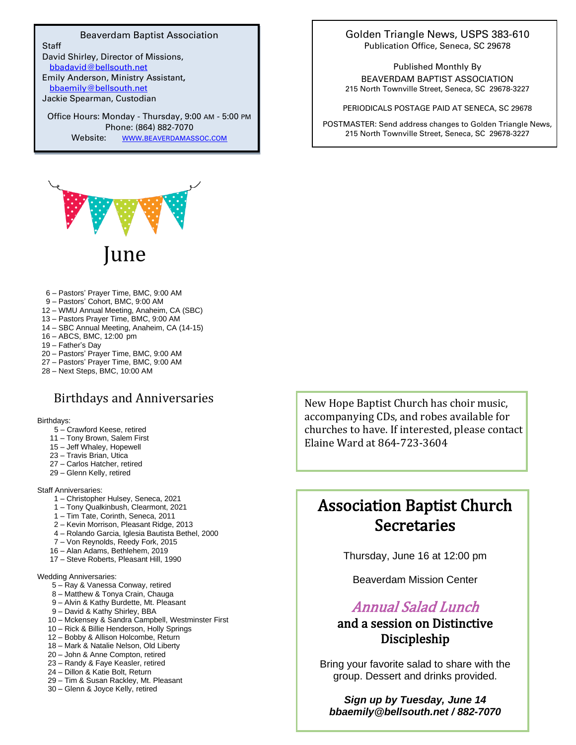Beaverdam Baptist Association

Staff

David Shirley, Director of Missions, bbadavid@bellsouth.net

Emily Anderson, Ministry Assistant, bbaemily@bellsouth.net

Jackie Spearman, Custodian

Office Hours: Monday - Thursday, 9:00 AM - 5:00 PM

Phone: (864) 882-7070

Website: WWW.BEAVERDAMASSOC.COM

Golden Triangle News, USPS 383-610

Publication Office, Seneca, SC 29678

Published Monthly By

BEAVERDAM BAPTIST ASSOCIATION

215 North Townville Street, Seneca, SC 29678-3227

PERIODICALS POSTAGE PAID AT SENECA, SC 29678

POSTMASTER: Send address changes to Golden Triangle News, 215 North Townville Street, Seneca, SC 29678-3227

# June

- 6 – Pastors' Prayer Time, BMC, 9:00 AM
- 9 – Pastors' Cohort, BMC, 9:00 AM
- 12 – WMU Annual Meeting, Anaheim, CA (SBC)
- 13 – Pastors Prayer Time, BMC, 9:00 AM
- 14 – SBC Annual Meeting, Anaheim, CA (14-15)
- 16 – ABCS, BMC, 12:00 pm
- 19 – Father's Day
- 20 – Pastors' Prayer Time, BMC, 9:00 AM
- 27 – Pastors' Prayer Time, BMC, 9:00 AM
- 28 – Next Steps, BMC, 10:00 AM

## Birthdays and Anniversaries

Birthdays:

- 5 – Crawford Keese, retired
- 11 – Tony Brown, Salem First
- 15 – Jeff Whaley, Hopewell
- 23 – Travis Brian, Utica
- 27 – Carlos Hatcher, retired
- 29 – Glenn Kelly, retired

Staff Anniversaries:

- 1 – Christopher Hulsey, Seneca, 2021
- 1 – Tony Qualkinbush, Clearmont, 2021
- 1 – Tim Tate, Corinth, Seneca, 2011
- 2 – Kevin Morrison, Pleasant Ridge, 2013
- 4 – Rolando Garcia, Iglesia Bautista Bethel, 2000
- 7 – Von Reynolds, Reedy Fork, 2015
- 16 – Alan Adams, Bethlehem, 2019
- 17 – Steve Roberts, Pleasant Hill, 1990

Wedding Anniversaries:

- 5 – Ray & Vanessa Conway, retired
- 8 – Matthew & Tonya Crain, Chauga
- 9 – Alvin & Kathy Burdette, Mt. Pleasant
- 9 – David & Kathy Shirley, BBA
- 10 – Mckensey & Sandra Campbell, Westminster First
- 10 – Rick & Billie Henderson, Holly Springs
- 12 – Bobby & Allison Holcombe, Return
- 18 – Mark & Natalie Nelson, Old Liberty
- 20 – John & Anne Compton, retired
- 23 – Randy & Faye Keasler, retired
- 24 – Dillon & Katie Bolt, Return
- 29 – Tim & Susan Rackley, Mt. Pleasant
- 30 – Glenn & Joyce Kelly, retired

New Hope Baptist Church has choir music, accompanying CDs, and robes available for churches to have. If interested, please contact Elaine Ward at 864-723-3604

## Association Baptist Church Secretaries

Thursday, June 16 at 12:00 pm

Beaverdam Mission Center

*Annual Salad Lunch*

**and a session on Distinctive Discipleship**

Bring your favorite salad to share with the group. Dessert and drinks provided.

***Sign up by Tuesday, June 14***
***bbaemily@bellsouth.net / 882-7070***